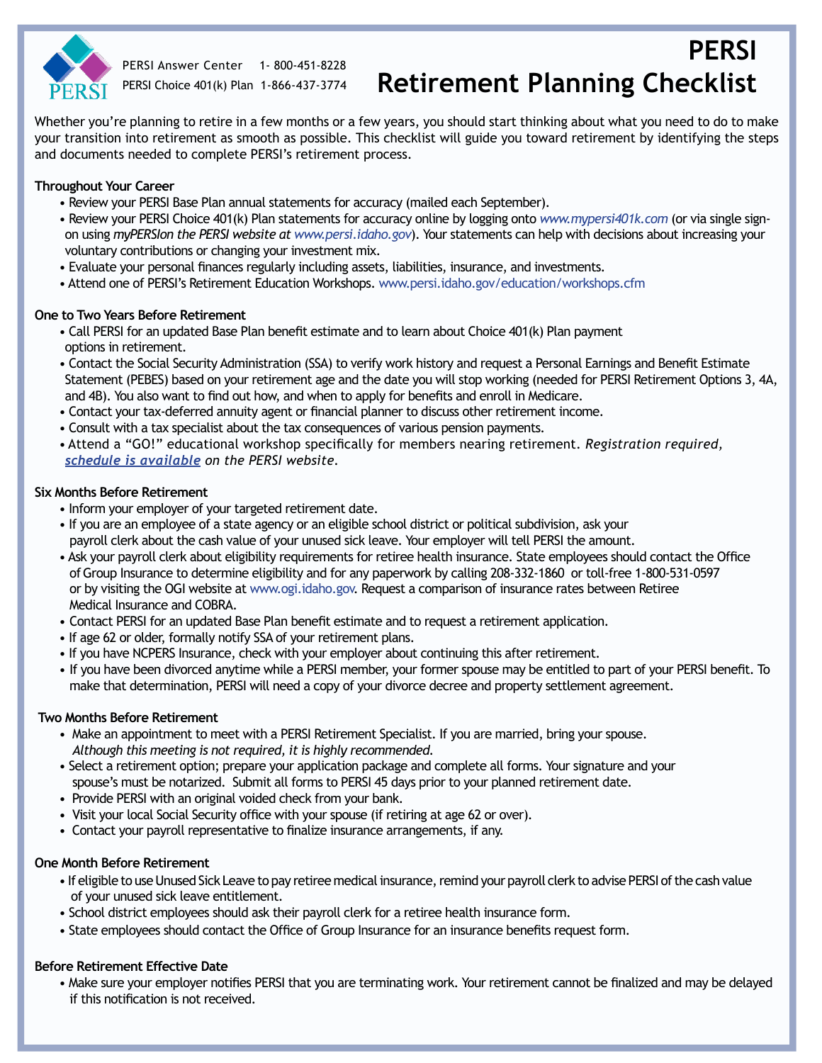PERSI Answer Center 1- 800-451-8228

PERSI Choice 401(k) Plan 1-866-437-3774

# PERSI Retirement Planning Checklist

Whether you're planning to retire in a few months or a few years, you should start thinking about what you need to do to make your transition into retirement as smooth as possible. This checklist will guide you toward retirement by identifying the steps and documents needed to complete PERSI's retirement process.

**Throughout Your Career**

- Review your PERSI Base Plan annual statements for accuracy (mailed each September).
- Review your PERSI Choice 401(k) Plan statements for accuracy online by logging onto *www.mypersi401k.com* (or via single sign-on using *myPERSIon the PERSI website at www.persi.idaho.gov*). Your statements can help with decisions about increasing your voluntary contributions or changing your investment mix.
- Evaluate your personal finances regularly including assets, liabilities, insurance, and investments.
- Attend one of PERSI's Retirement Education Workshops. www.persi.idaho.gov/education/workshops.cfm

**One to Two Years Before Retirement**

- Call PERSI for an updated Base Plan benefit estimate and to learn about Choice 401(k) Plan payment options in retirement.
- Contact the Social Security Administration (SSA) to verify work history and request a Personal Earnings and Benefit Estimate Statement (PEBES) based on your retirement age and the date you will stop working (needed for PERSI Retirement Options 3, 4A, and 4B). You also want to find out how, and when to apply for benefits and enroll in Medicare.
- Contact your tax-deferred annuity agent or financial planner to discuss other retirement income.
- Consult with a tax specialist about the tax consequences of various pension payments.
- Attend a "GO!" educational workshop specifically for members nearing retirement. *Registration required, schedule is available on the PERSI website.*

**Six Months Before Retirement**

- Inform your employer of your targeted retirement date.
- If you are an employee of a state agency or an eligible school district or political subdivision, ask your payroll clerk about the cash value of your unused sick leave. Your employer will tell PERSI the amount.
- Ask your payroll clerk about eligibility requirements for retiree health insurance. State employees should contact the Office of Group Insurance to determine eligibility and for any paperwork by calling 208-332-1860 or toll-free 1-800-531-0597 or by visiting the OGI website at www.ogi.idaho.gov. Request a comparison of insurance rates between Retiree Medical Insurance and COBRA.
- Contact PERSI for an updated Base Plan benefit estimate and to request a retirement application.
- If age 62 or older, formally notify SSA of your retirement plans.
- If you have NCPERS Insurance, check with your employer about continuing this after retirement.
- If you have been divorced anytime while a PERSI member, your former spouse may be entitled to part of your PERSI benefit. To make that determination, PERSI will need a copy of your divorce decree and property settlement agreement.

**Two Months Before Retirement**

- Make an appointment to meet with a PERSI Retirement Specialist. If you are married, bring your spouse. *Although this meeting is not required, it is highly recommended.*
- Select a retirement option; prepare your application package and complete all forms. Your signature and your spouse's must be notarized. Submit all forms to PERSI 45 days prior to your planned retirement date.
- Provide PERSI with an original voided check from your bank.
- Visit your local Social Security office with your spouse (if retiring at age 62 or over).
- Contact your payroll representative to finalize insurance arrangements, if any.

**One Month Before Retirement**

- If eligible to use Unused Sick Leave to pay retiree medical insurance, remind your payroll clerk to advise PERSI of the cash value of your unused sick leave entitlement.
- School district employees should ask their payroll clerk for a retiree health insurance form.
- State employees should contact the Office of Group Insurance for an insurance benefits request form.

**Before Retirement Effective Date**

- Make sure your employer notifies PERSI that you are terminating work. Your retirement cannot be finalized and may be delayed if this notification is not received.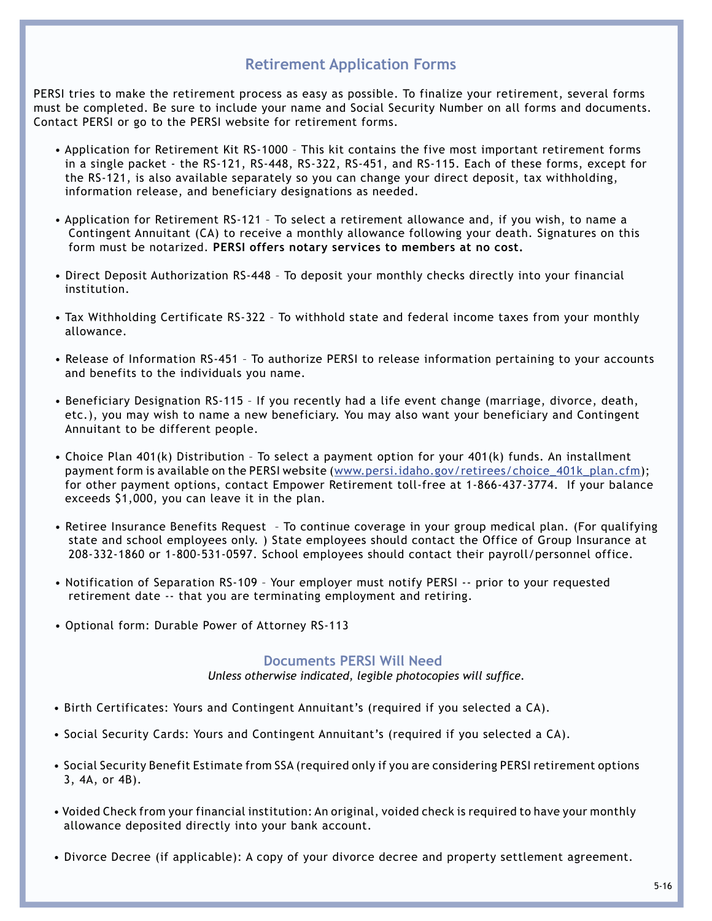## Retirement Application Forms

PERSI tries to make the retirement process as easy as possible. To finalize your retirement, several forms must be completed. Be sure to include your name and Social Security Number on all forms and documents. Contact PERSI or go to the PERSI website for retirement forms.

- Application for Retirement Kit RS-1000 – This kit contains the five most important retirement forms in a single packet - the RS-121, RS-448, RS-322, RS-451, and RS-115. Each of these forms, except for the RS-121, is also available separately so you can change your direct deposit, tax withholding, information release, and beneficiary designations as needed.
- Application for Retirement RS-121 – To select a retirement allowance and, if you wish, to name a Contingent Annuitant (CA) to receive a monthly allowance following your death. Signatures on this form must be notarized. **PERSI offers notary services to members at no cost.**
- Direct Deposit Authorization RS-448 – To deposit your monthly checks directly into your financial institution.
- Tax Withholding Certificate RS-322 – To withhold state and federal income taxes from your monthly allowance.
- Release of Information RS-451 – To authorize PERSI to release information pertaining to your accounts and benefits to the individuals you name.
- Beneficiary Designation RS-115 – If you recently had a life event change (marriage, divorce, death, etc.), you may wish to name a new beneficiary. You may also want your beneficiary and Contingent Annuitant to be different people.
- Choice Plan 401(k) Distribution – To select a payment option for your 401(k) funds. An installment payment form is available on the PERSI website (www.persi.idaho.gov/retirees/choice_401k_plan.cfm); for other payment options, contact Empower Retirement toll-free at 1-866-437-3774. If your balance exceeds $1,000, you can leave it in the plan.
- Retiree Insurance Benefits Request – To continue coverage in your group medical plan. (For qualifying state and school employees only. ) State employees should contact the Office of Group Insurance at 208-332-1860 or 1-800-531-0597. School employees should contact their payroll/personnel office.
- Notification of Separation RS-109 – Your employer must notify PERSI -- prior to your requested retirement date -- that you are terminating employment and retiring.
- Optional form: Durable Power of Attorney RS-113

## Documents PERSI Will Need

*Unless otherwise indicated, legible photocopies will suffice.*

- Birth Certificates: Yours and Contingent Annuitant's (required if you selected a CA).
- Social Security Cards: Yours and Contingent Annuitant's (required if you selected a CA).
- Social Security Benefit Estimate from SSA (required only if you are considering PERSI retirement options 3, 4A, or 4B).
- Voided Check from your financial institution: An original, voided check is required to have your monthly allowance deposited directly into your bank account.
- Divorce Decree (if applicable): A copy of your divorce decree and property settlement agreement.